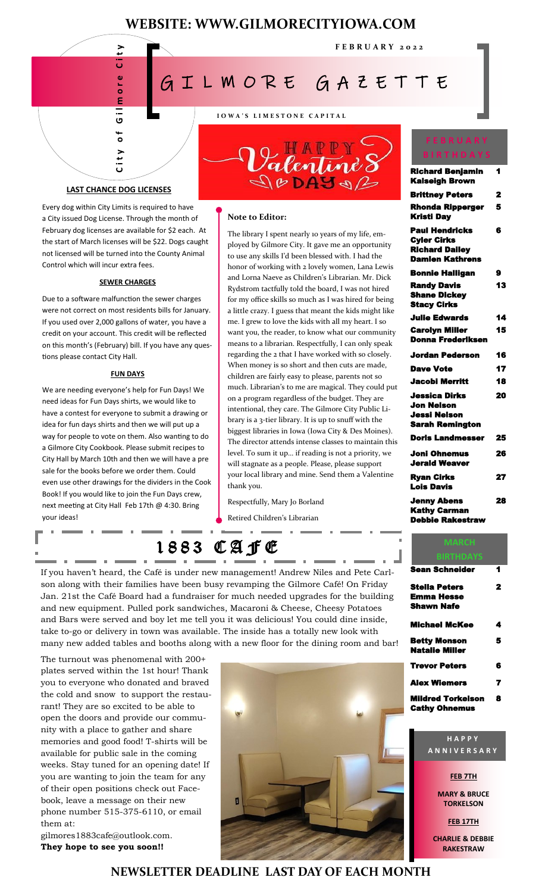# WEBSITE: WWW.GILMORECITYIOWA.COM

City of Gilmore City

**FEBRUARY 2022**

# GILMORE GAZETTE

**IOWA'S LIMESTONE CAPITAL**

### LAST CHANCE DOG LICENSES

Every dog within City Limits is required to have a City issued Dog License. Through the month of February dog licenses are available for $2 each. At the start of March licenses will be $22. Dogs caught not licensed will be turned into the County Animal Control which will incur extra fees.

### SEWER CHARGES

Due to a software malfunction the sewer charges were not correct on most residents bills for January. If you used over 2,000 gallons of water, you have a credit on your account. This credit will be reflected on this month's (February) bill. If you have any questions please contact City Hall.

### FUN DAYS

We are needing everyone's help for Fun Days! We need ideas for Fun Days shirts, we would like to have a contest for everyone to submit a drawing or idea for fun days shirts and then we will put up a way for people to vote on them. Also wanting to do a Gilmore City Cookbook. Please submit recipes to City Hall by March 10th and then we will have a pre sale for the books before we order them. Could even use other drawings for the dividers in the Cook Book! If you would like to join the Fun Days crew, next meeting at City Hall Feb 17th @ 4:30. Bring your ideas!

HAPPY Valentine's DAY

### Note to Editor:

The library I spent nearly 10 years of my life, employed by Gilmore City. It gave me an opportunity to use any skills I'd been blessed with. I had the honor of working with 2 lovely women, Lana Lewis and Lorna Naeve as Children's Librarian. Mr. Dick Rydstrom tactfully told the board, I was not hired for my office skills so much as I was hired for being a little crazy. I guess that meant the kids might like me. I grew to love the kids with all my heart. I so want you, the reader, to know what our community means to a librarian. Respectfully, I can only speak regarding the 2 that I have worked with so closely. When money is so short and then cuts are made, children are fairly easy to please, parents not so much. Librarian's to me are magical. They could put on a program regardless of the budget. They are intentional, they care. The Gilmore City Public Library is a 3-tier library. It is up to snuff with the biggest libraries in Iowa (Iowa City & Des Moines). The director attends intense classes to maintain this level. To sum it up… if reading is not a priority, we will stagnate as a people. Please, please support your local library and mine. Send them a Valentine thank you.

Respectfully, Mary Jo Borland

Retired Children's Librarian

## 1883 CAFE

If you haven't heard, the Café is under new management! Andrew Niles and Pete Carlson along with their families have been busy revamping the Gilmore Café! On Friday Jan. 21st the Café Board had a fundraiser for much needed upgrades for the building and new equipment. Pulled pork sandwiches, Macaroni & Cheese, Cheesy Potatoes and Bars were served and boy let me tell you it was delicious! You could dine inside, take to-go or delivery in town was available. The inside has a totally new look with many new added tables and booths along with a new floor for the dining room and bar!

The turnout was phenomenal with 200+ plates served within the 1st hour! Thank you to everyone who donated and braved the cold and snow to support the restaurant! They are so excited to be able to open the doors and provide our community with a place to gather and share memories and good food! T-shirts will be available for public sale in the coming weeks. Stay tuned for an opening date! If you are wanting to join the team for any of their open positions check out Facebook, leave a message on their new phone number 515-375-6110, or email them at:

gilmores1883cafe@outlook.com.

**They hope to see you soon!!**

### FEBRUARY BIRTHDAYS

| Name | Day |
|---|---|
| Richard Benjamin, Kaiseigh Brown | 1 |
| Brittney Peters | 2 |
| Rhonda Ripperger, Kristi Day | 5 |
| Paul Hendricks, Cyler Cirks, Richard Dailey, Damien Kathrens | 6 |
| Bonnie Halligan | 9 |
| Randy Davis, Shane Dickey, Stacy Cirks | 13 |
| Julie Edwards | 14 |
| Carolyn Miller, Donna Frederiksen | 15 |
| Jordan Pederson | 16 |
| Dave Vote | 17 |
| Jacobi Merritt | 18 |
| Jessica Dirks, Jon Nelson, Jessi Nelson, Sarah Remington | 20 |
| Doris Landmesser | 25 |
| Joni Ohnemus, Jerald Weaver | 26 |
| Ryan Cirks, Lois Davis | 27 |
| Jenny Abens, Kathy Carman, Debbie Rakestraw | 28 |

### MARCH BIRTHDAYS

| Name | Day |
|---|---|
| Sean Schneider | 1 |
| Stella Peters, Emma Hesse, Shawn Nafe | 2 |
| Michael McKee | 4 |
| Betty Monson, Natalie Miller | 5 |
| Trevor Peters | 6 |
| Alex Wiemers | 7 |
| Mildred Torkelson, Cathy Ohnemus | 8 |

### HAPPY ANNIVERSARY

**FEB 7TH**

**MARY & BRUCE TORKELSON**

**FEB 17TH**

**CHARLIE & DEBBIE RAKESTRAW**

**NEWSLETTER DEADLINE LAST DAY OF EACH MONTH**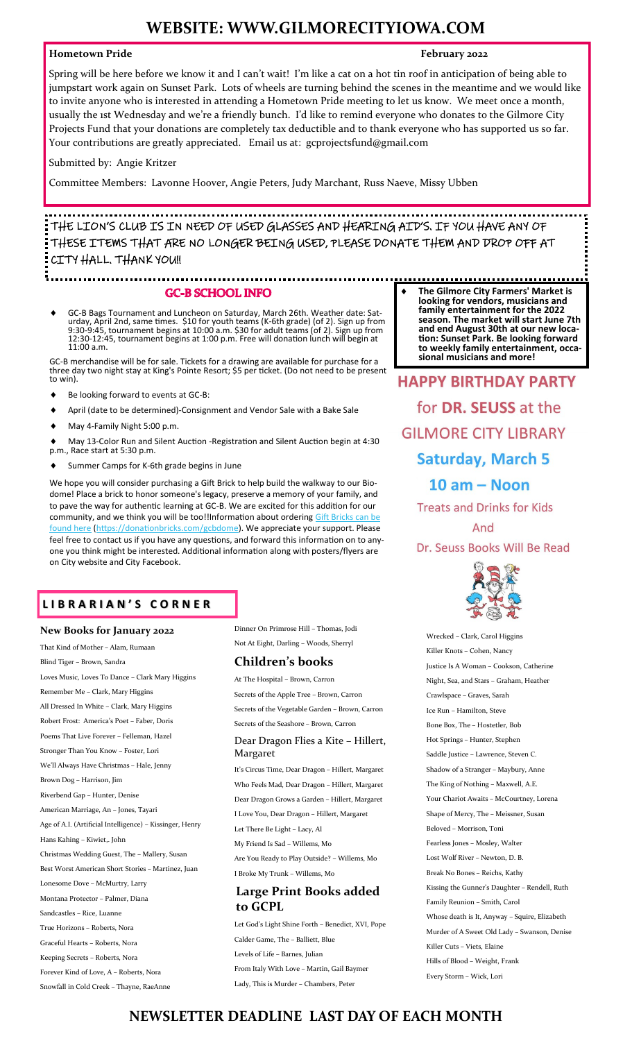# WEBSITE: WWW.GILMORECITYIOWA.COM

**Hometown Pride** **February 2022**

Spring will be here before we know it and I can't wait! I'm like a cat on a hot tin roof in anticipation of being able to jumpstart work again on Sunset Park. Lots of wheels are turning behind the scenes in the meantime and we would like to invite anyone who is interested in attending a Hometown Pride meeting to let us know. We meet once a month, usually the 1st Wednesday and we're a friendly bunch. I'd like to remind everyone who donates to the Gilmore City Projects Fund that your donations are completely tax deductible and to thank everyone who has supported us so far. Your contributions are greatly appreciated. Email us at: gcprojectsfund@gmail.com

Submitted by: Angie Kritzer

Committee Members: Lavonne Hoover, Angie Peters, Judy Marchant, Russ Naeve, Missy Ubben

THE LION'S CLUB IS IN NEED OF USED GLASSES AND HEARING AID'S. IF YOU HAVE ANY OF THESE ITEMS THAT ARE NO LONGER BEING USED, PLEASE DONATE THEM AND DROP OFF AT CITY HALL. THANK YOU!!

## GC-B SCHOOL INFO

- GC-B Bags Tournament and Luncheon on Saturday, March 26th. Weather date: Saturday, April 2nd, same times. $10 for youth teams (K-6th grade) (of 2). Sign up from 9:30-9:45, tournament begins at 10:00 a.m. $30 for adult teams (of 2). Sign up from 12:30-12:45, tournament begins at 1:00 p.m. Free will donation lunch will begin at 11:00 a.m.

GC-B merchandise will be for sale. Tickets for a drawing are available for purchase for a three day two night stay at King's Pointe Resort; $5 per ticket. (Do not need to be present to win).

- Be looking forward to events at GC-B:
- April (date to be determined)-Consignment and Vendor Sale with a Bake Sale
- May 4-Family Night 5:00 p.m.
- May 13-Color Run and Silent Auction -Registration and Silent Auction begin at 4:30 p.m., Race start at 5:30 p.m.
- Summer Camps for K-6th grade begins in June

We hope you will consider purchasing a Gift Brick to help build the walkway to our Biodome! Place a brick to honor someone's legacy, preserve a memory of your family, and to pave the way for authentic learning at GC-B. We are excited for this addition for our community, and we think you will be too!!Information about ordering Gift Bricks can be found here (https://donationbricks.com/gcbdome). We appreciate your support. Please feel free to contact us if you have any questions, and forward this information on to anyone you think might be interested. Additional information along with posters/flyers are on City website and City Facebook.

- **The Gilmore City Farmers' Market is looking for vendors, musicians and family entertainment for the 2022 season. The market will start June 7th and end August 30th at our new location: Sunset Park. Be looking forward to weekly family entertainment, occasional musicians and more!**

## HAPPY BIRTHDAY PARTY for DR. SEUSS at the GILMORE CITY LIBRARY

**Saturday, March 5**

**10 am – Noon**

Treats and Drinks for Kids

And

Dr. Seuss Books Will Be Read

## LIBRARIAN'S CORNER

### New Books for January 2022

That Kind of Mother – Alam, Rumaan
Blind Tiger – Brown, Sandra
Loves Music, Loves To Dance – Clark Mary Higgins
Remember Me – Clark, Mary Higgins
All Dressed In White – Clark, Mary Higgins
Robert Frost: America's Poet – Faber, Doris
Poems That Live Forever – Felleman, Hazel
Stronger Than You Know – Foster, Lori
We'll Always Have Christmas – Hale, Jenny
Brown Dog – Harrison, Jim
Riverbend Gap – Hunter, Denise
American Marriage, An – Jones, Tayari
Age of A.I. (Artificial Intelligence) – Kissinger, Henry
Hans Kahing – Kiwiet,. John
Christmas Wedding Guest, The – Mallery, Susan
Best Worst American Short Stories – Martinez, Juan
Lonesome Dove – McMurtry, Larry
Montana Protector – Palmer, Diana
Sandcastles – Rice, Luanne
True Horizons – Roberts, Nora
Graceful Hearts – Roberts, Nora
Keeping Secrets – Roberts, Nora
Forever Kind of Love, A – Roberts, Nora
Snowfall in Cold Creek – Thayne, RaeAnne
Dinner On Primrose Hill – Thomas, Jodi
Not At Eight, Darling – Woods, Sherryl

### Children's books

At The Hospital – Brown, Carron
Secrets of the Apple Tree – Brown, Carron
Secrets of the Vegetable Garden – Brown, Carron
Secrets of the Seashore – Brown, Carron
Dear Dragon Flies a Kite – Hillert, Margaret
It's Circus Time, Dear Dragon – Hillert, Margaret
Who Feels Mad, Dear Dragon – Hillert, Margaret
Dear Dragon Grows a Garden – Hillert, Margaret
I Love You, Dear Dragon – Hillert, Margaret
Let There Be Light – Lacy, Al
My Friend Is Sad – Willems, Mo
Are You Ready to Play Outside? – Willems, Mo
I Broke My Trunk – Willems, Mo

### Large Print Books added to GCPL

Let God's Light Shine Forth – Benedict, XVI, Pope
Calder Game, The – Balliett, Blue
Levels of Life – Barnes, Julian
From Italy With Love – Martin, Gail Baymer
Lady, This is Murder – Chambers, Peter
Wrecked – Clark, Carol Higgins
Killer Knots – Cohen, Nancy
Justice Is A Woman – Cookson, Catherine
Night, Sea, and Stars – Graham, Heather
Crawlspace – Graves, Sarah
Ice Run – Hamilton, Steve
Bone Box, The – Hostetler, Bob
Hot Springs – Hunter, Stephen
Saddle Justice – Lawrence, Steven C.
Shadow of a Stranger – Maybury, Anne
The King of Nothing – Maxwell, A.E.
Your Chariot Awaits – McCourtney, Lorena
Shape of Mercy, The – Meissner, Susan
Beloved – Morrison, Toni
Fearless Jones – Mosley, Walter
Lost Wolf River – Newton, D. B.
Break No Bones – Reichs, Kathy
Kissing the Gunner's Daughter – Rendell, Ruth
Family Reunion – Smith, Carol
Whose death is It, Anyway – Squire, Elizabeth
Murder of A Sweet Old Lady – Swanson, Denise
Killer Cuts – Viets, Elaine
Hills of Blood – Weight, Frank
Every Storm – Wick, Lori

## NEWSLETTER DEADLINE LAST DAY OF EACH MONTH